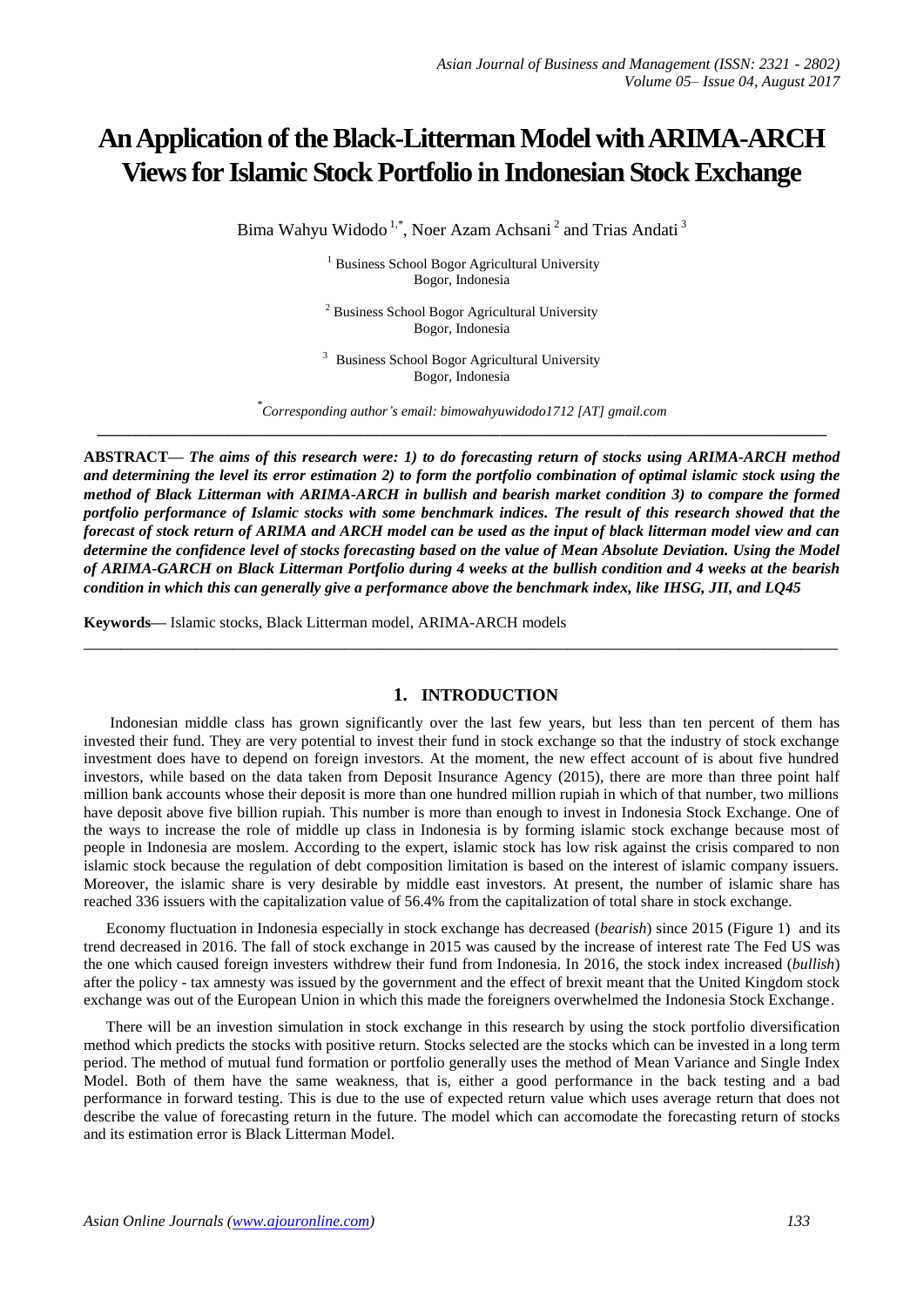# An Application of the Black-Litterman Model with ARIMA-ARCH Views for Islamic Stock Portfolio in Indonesian Stock Exchange

Bima Wahyu Widodo [1,*], Noer Azam Achsani [2] and Trias Andati [3]

[1] Business School Bogor Agricultural University
Bogor, Indonesia

[2] Business School Bogor Agricultural University
Bogor, Indonesia

[3] Business School Bogor Agricultural University
Bogor, Indonesia

[*] *Corresponding author's email: bimowahyuwidodo1712 [AT] gmail.com*

---

**ABSTRACT—** ***The aims of this research were: 1) to do forecasting return of stocks using ARIMA-ARCH method and determining the level its error estimation 2) to form the portfolio combination of optimal islamic stock using the method of Black Litterman with ARIMA-ARCH in bullish and bearish market condition 3) to compare the formed portfolio performance of Islamic stocks with some benchmark indices. The result of this research showed that the forecast of stock return of ARIMA and ARCH model can be used as the input of black litterman model view and can determine the confidence level of stocks forecasting based on the value of Mean Absolute Deviation. Using the Model of ARIMA-GARCH on Black Litterman Portfolio during 4 weeks at the bullish condition and 4 weeks at the bearish condition in which this can generally give a performance above the benchmark index, like IHSG, JII, and LQ45***

**Keywords—** Islamic stocks, Black Litterman model, ARIMA-ARCH models

---

## 1. INTRODUCTION

Indonesian middle class has grown significantly over the last few years, but less than ten percent of them has invested their fund. They are very potential to invest their fund in stock exchange so that the industry of stock exchange investment does have to depend on foreign investors. At the moment, the new effect account of is about five hundred investors, while based on the data taken from Deposit Insurance Agency (2015), there are more than three point half million bank accounts whose their deposit is more than one hundred million rupiah in which of that number, two millions have deposit above five billion rupiah. This number is more than enough to invest in Indonesia Stock Exchange. One of the ways to increase the role of middle up class in Indonesia is by forming islamic stock exchange because most of people in Indonesia are moslem. According to the expert, islamic stock has low risk against the crisis compared to non islamic stock because the regulation of debt composition limitation is based on the interest of islamic company issuers. Moreover, the islamic share is very desirable by middle east investors. At present, the number of islamic share has reached 336 issuers with the capitalization value of 56.4% from the capitalization of total share in stock exchange.

Economy fluctuation in Indonesia especially in stock exchange has decreased (*bearish*) since 2015 (Figure 1) and its trend decreased in 2016. The fall of stock exchange in 2015 was caused by the increase of interest rate The Fed US was the one which caused foreign investers withdrew their fund from Indonesia. In 2016, the stock index increased (*bullish*) after the policy - tax amnesty was issued by the government and the effect of brexit meant that the United Kingdom stock exchange was out of the European Union in which this made the foreigners overwhelmed the Indonesia Stock Exchange.

There will be an investion simulation in stock exchange in this research by using the stock portfolio diversification method which predicts the stocks with positive return. Stocks selected are the stocks which can be invested in a long term period. The method of mutual fund formation or portfolio generally uses the method of Mean Variance and Single Index Model. Both of them have the same weakness, that is, either a good performance in the back testing and a bad performance in forward testing. This is due to the use of expected return value which uses average return that does not describe the value of forecasting return in the future. The model which can accomodate the forecasting return of stocks and its estimation error is Black Litterman Model.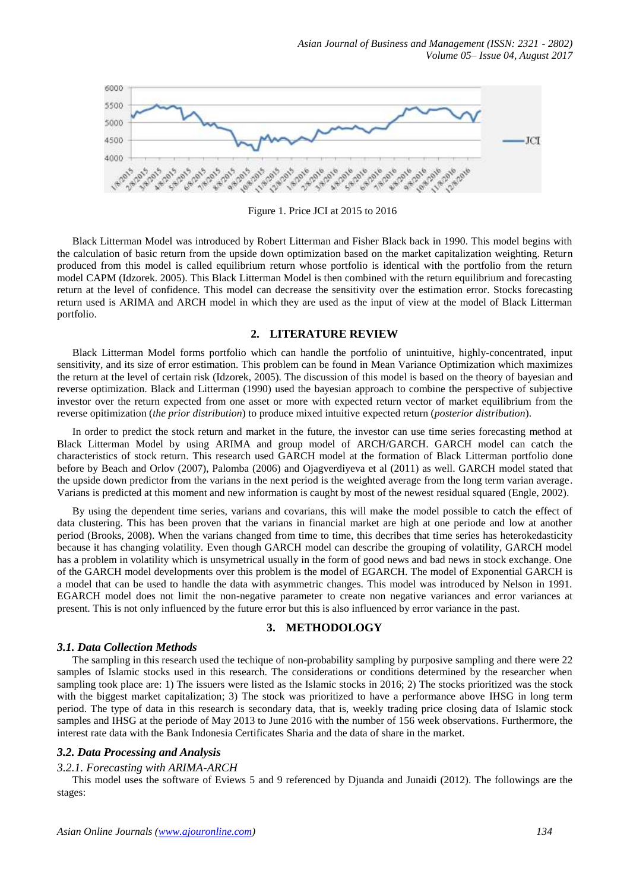Figure 1. Price JCI at 2015 to 2016

Black Litterman Model was introduced by Robert Litterman and Fisher Black back in 1990. This model begins with the calculation of basic return from the upside down optimization based on the market capitalization weighting. Return produced from this model is called equilibrium return whose portfolio is identical with the portfolio from the return model CAPM (Idzorek. 2005). This Black Litterman Model is then combined with the return equilibrium and forecasting return at the level of confidence. This model can decrease the sensitivity over the estimation error. Stocks forecasting return used is ARIMA and ARCH model in which they are used as the input of view at the model of Black Litterman portfolio.

## 2. LITERATURE REVIEW

Black Litterman Model forms portfolio which can handle the portfolio of unintuitive, highly-concentrated, input sensitivity, and its size of error estimation. This problem can be found in Mean Variance Optimization which maximizes the return at the level of certain risk (Idzorek, 2005). The discussion of this model is based on the theory of bayesian and reverse optimization. Black and Litterman (1990) used the bayesian approach to combine the perspective of subjective investor over the return expected from one asset or more with expected return vector of market equilibrium from the reverse opitimization (*the prior distribution*) to produce mixed intuitive expected return (*posterior distribution*).

In order to predict the stock return and market in the future, the investor can use time series forecasting method at Black Litterman Model by using ARIMA and group model of ARCH/GARCH. GARCH model can catch the characteristics of stock return. This research used GARCH model at the formation of Black Litterman portfolio done before by Beach and Orlov (2007), Palomba (2006) and Ojagverdiyeva et al (2011) as well. GARCH model stated that the upside down predictor from the varians in the next period is the weighted average from the long term varian average. Varians is predicted at this moment and new information is caught by most of the newest residual squared (Engle, 2002).

By using the dependent time series, varians and covarians, this will make the model possible to catch the effect of data clustering. This has been proven that the varians in financial market are high at one periode and low at another period (Brooks, 2008). When the varians changed from time to time, this decribes that time series has heterokedasticity because it has changing volatility. Even though GARCH model can describe the grouping of volatility, GARCH model has a problem in volatility which is unsymetrical usually in the form of good news and bad news in stock exchange. One of the GARCH model developments over this problem is the model of EGARCH. The model of Exponential GARCH is a model that can be used to handle the data with asymmetric changes. This model was introduced by Nelson in 1991. EGARCH model does not limit the non-negative parameter to create non negative variances and error variances at present. This is not only influenced by the future error but this is also influenced by error variance in the past.

## 3. METHODOLOGY

### *3.1. Data Collection Methods*

The sampling in this research used the techique of non-probability sampling by purposive sampling and there were 22 samples of Islamic stocks used in this research. The considerations or conditions determined by the researcher when sampling took place are: 1) The issuers were listed as the Islamic stocks in 2016; 2) The stocks prioritized was the stock with the biggest market capitalization; 3) The stock was prioritized to have a performance above IHSG in long term period. The type of data in this research is secondary data, that is, weekly trading price closing data of Islamic stock samples and IHSG at the periode of May 2013 to June 2016 with the number of 156 week observations. Furthermore, the interest rate data with the Bank Indonesia Certificates Sharia and the data of share in the market.

### *3.2. Data Processing and Analysis*

#### *3.2.1. Forecasting with ARIMA-ARCH*

This model uses the software of Eviews 5 and 9 referenced by Djuanda and Junaidi (2012). The followings are the stages: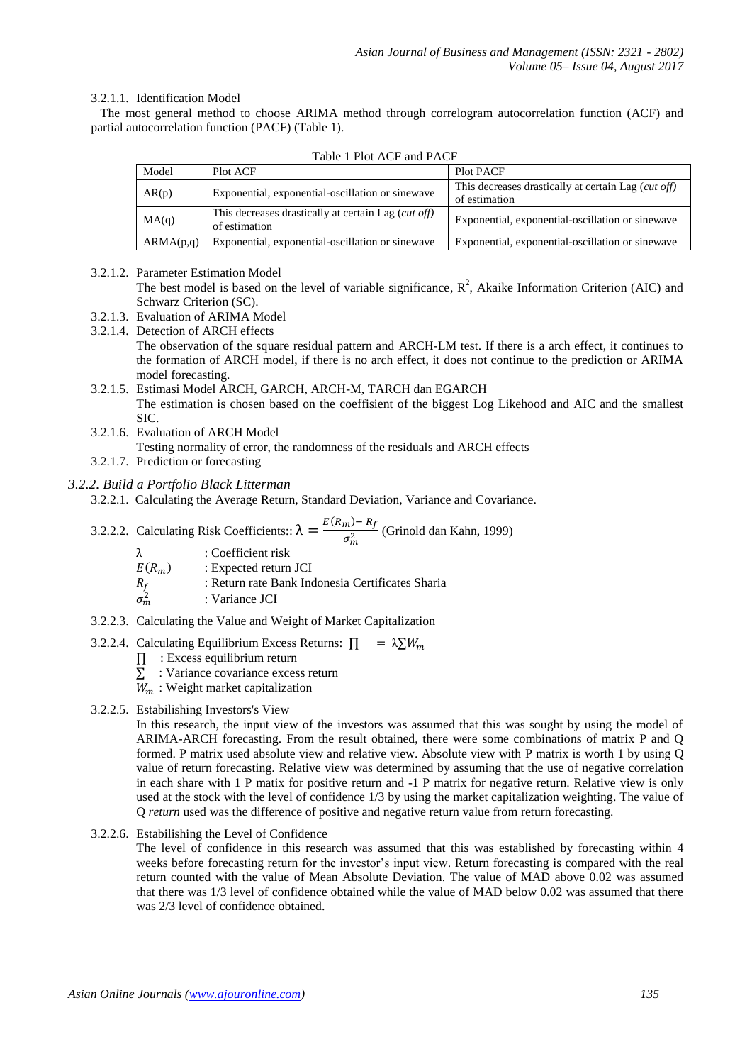3.2.1.1. Identification Model

The most general method to choose ARIMA method through correlogram autocorrelation function (ACF) and partial autocorrelation function (PACF) (Table 1).

Table 1 Plot ACF and PACF

| Model | Plot ACF | Plot PACF |
|---|---|---|
| AR(p) | Exponential, exponential-oscillation or sinewave | This decreases drastically at certain Lag (*cut off*) of estimation |
| MA(q) | This decreases drastically at certain Lag (*cut off*) of estimation | Exponential, exponential-oscillation or sinewave |
| ARMA(p,q) | Exponential, exponential-oscillation or sinewave | Exponential, exponential-oscillation or sinewave |

3.2.1.2. Parameter Estimation Model

The best model is based on the level of variable significance, $R^2$, Akaike Information Criterion (AIC) and Schwarz Criterion (SC).

3.2.1.3. Evaluation of ARIMA Model

3.2.1.4. Detection of ARCH effects

The observation of the square residual pattern and ARCH-LM test. If there is a arch effect, it continues to the formation of ARCH model, if there is no arch effect, it does not continue to the prediction or ARIMA model forecasting.

3.2.1.5. Estimasi Model ARCH, GARCH, ARCH-M, TARCH dan EGARCH

The estimation is chosen based on the coeffisient of the biggest Log Likehood and AIC and the smallest SIC.

3.2.1.6. Evaluation of ARCH Model

Testing normality of error, the randomness of the residuals and ARCH effects

3.2.1.7. Prediction or forecasting

### *3.2.2. Build a Portfolio Black Litterman*

3.2.2.1. Calculating the Average Return, Standard Deviation, Variance and Covariance.

3.2.2.2. Calculating Risk Coefficients:: $\lambda = \frac{E(R_m) - R_f}{\sigma_m^2}$ (Grinold dan Kahn, 1999)

- $\lambda$ : Coefficient risk
- $E(R_m)$ : Expected return JCI
- $R_f$ : Return rate Bank Indonesia Certificates Sharia
- $\sigma_m^2$ : Variance JCI

3.2.2.3. Calculating the Value and Weight of Market Capitalization

3.2.2.4. Calculating Equilibrium Excess Returns: $\prod = \lambda \sum W_m$

- $\prod$ : Excess equilibrium return
- $\sum$ : Variance covariance excess return
- $W_m$ : Weight market capitalization

3.2.2.5. Estabilishing Investors's View

In this research, the input view of the investors was assumed that this was sought by using the model of ARIMA-ARCH forecasting. From the result obtained, there were some combinations of matrix P and Q formed. P matrix used absolute view and relative view. Absolute view with P matrix is worth 1 by using Q value of return forecasting. Relative view was determined by assuming that the use of negative correlation in each share with 1 P matix for positive return and -1 P matrix for negative return. Relative view is only used at the stock with the level of confidence 1/3 by using the market capitalization weighting. The value of Q *return* used was the difference of positive and negative return value from return forecasting.

3.2.2.6. Estabilishing the Level of Confidence

The level of confidence in this research was assumed that this was established by forecasting within 4 weeks before forecasting return for the investor's input view. Return forecasting is compared with the real return counted with the value of Mean Absolute Deviation. The value of MAD above 0.02 was assumed that there was 1/3 level of confidence obtained while the value of MAD below 0.02 was assumed that there was 2/3 level of confidence obtained.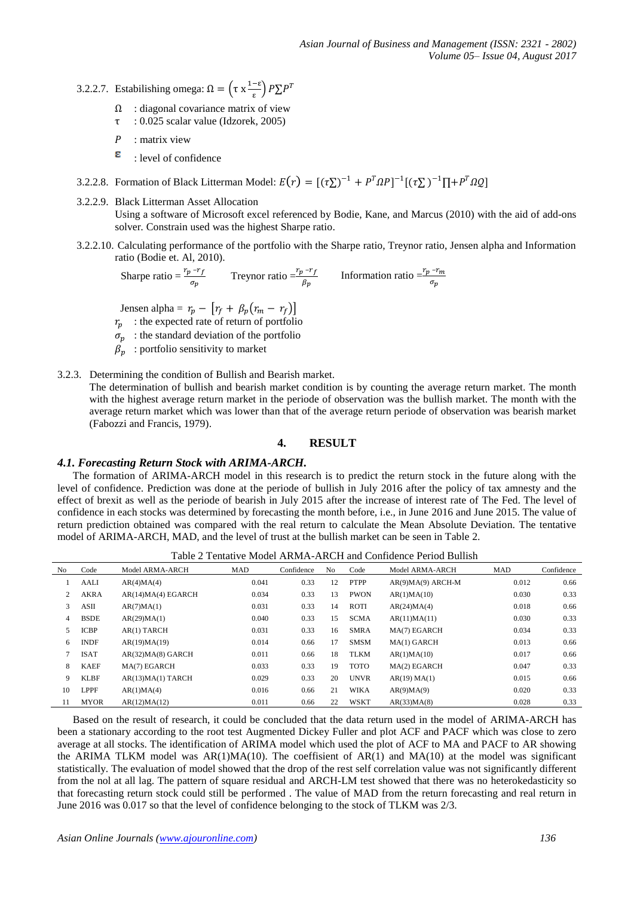3.2.2.7. Estabilishing omega: $\Omega = \left(\tau \times \frac{1-\varepsilon}{\varepsilon}\right) P \Sigma P^T$

- $\Omega$ : diagonal covariance matrix of view
- $\tau$ : 0.025 scalar value (Idzorek, 2005)
- $P$ : matrix view
- $\varepsilon$ : level of confidence

3.2.2.8. Formation of Black Litterman Model: $E(r) = [(\tau\Sigma)^{-1} + P^T \Omega P]^{-1}[(\tau\Sigma)^{-1}\Pi + P^T \Omega Q]$

3.2.2.9. Black Litterman Asset Allocation
Using a software of Microsoft excel referenced by Bodie, Kane, and Marcus (2010) with the aid of add-ons solver. Constrain used was the highest Sharpe ratio.

3.2.2.10. Calculating performance of the portfolio with the Sharpe ratio, Treynor ratio, Jensen alpha and Information ratio (Bodie et. Al, 2010).

Sharpe ratio $= \frac{r_p - r_f}{\sigma_p}$ Treynor ratio $= \frac{r_p - r_f}{\beta_p}$ Information ratio $= \frac{r_p - r_m}{\sigma_p}$

Jensen alpha $= r_p - [r_f + \beta_p(r_m - r_f)]$

- $r_p$ : the expected rate of return of portfolio
- $\sigma_p$ : the standard deviation of the portfolio
- $\beta_p$ : portfolio sensitivity to market

3.2.3. Determining the condition of Bullish and Bearish market.
The determination of bullish and bearish market condition is by counting the average return market. The month with the highest average return market in the periode of observation was the bullish market. The month with the average return market which was lower than that of the average return periode of observation was bearish market (Fabozzi and Francis, 1979).

## 4. RESULT

### *4.1. Forecasting Return Stock with ARIMA-ARCH.*

The formation of ARIMA-ARCH model in this research is to predict the return stock in the future along with the level of confidence. Prediction was done at the periode of bullish in July 2016 after the policy of tax amnesty and the effect of brexit as well as the periode of bearish in July 2015 after the increase of interest rate of The Fed. The level of confidence in each stocks was determined by forecasting the month before, i.e., in June 2016 and June 2015. The value of return prediction obtained was compared with the real return to calculate the Mean Absolute Deviation. The tentative model of ARIMA-ARCH, MAD, and the level of trust at the bullish market can be seen in Table 2.

Table 2 Tentative Model ARMA-ARCH and Confidence Period Bullish

| No | Code | Model ARMA-ARCH | MAD | Confidence | No | Code | Model ARMA-ARCH | MAD | Confidence |
|---|---|---|---|---|---|---|---|---|---|
| 1 | AALI | AR(4)MA(4) | 0.041 | 0.33 | 12 | PTPP | AR(9)MA(9) ARCH-M | 0.012 | 0.66 |
| 2 | AKRA | AR(14)MA(4) EGARCH | 0.034 | 0.33 | 13 | PWON | AR(1)MA(10) | 0.030 | 0.33 |
| 3 | ASII | AR(7)MA(1) | 0.031 | 0.33 | 14 | ROTI | AR(24)MA(4) | 0.018 | 0.66 |
| 4 | BSDE | AR(29)MA(1) | 0.040 | 0.33 | 15 | SCMA | AR(11)MA(11) | 0.030 | 0.33 |
| 5 | ICBP | AR(1) TARCH | 0.031 | 0.33 | 16 | SMRA | MA(7) EGARCH | 0.034 | 0.33 |
| 6 | INDF | AR(19)MA(19) | 0.014 | 0.66 | 17 | SMSM | MA(1) GARCH | 0.013 | 0.66 |
| 7 | ISAT | AR(32)MA(8) GARCH | 0.011 | 0.66 | 18 | TLKM | AR(1)MA(10) | 0.017 | 0.66 |
| 8 | KAEF | MA(7) EGARCH | 0.033 | 0.33 | 19 | TOTO | MA(2) EGARCH | 0.047 | 0.33 |
| 9 | KLBF | AR(13)MA(1) TARCH | 0.029 | 0.33 | 20 | UNVR | AR(19) MA(1) | 0.015 | 0.66 |
| 10 | LPPF | AR(1)MA(4) | 0.016 | 0.66 | 21 | WIKA | AR(9)MA(9) | 0.020 | 0.33 |
| 11 | MYOR | AR(12)MA(12) | 0.011 | 0.66 | 22 | WSKT | AR(33)MA(8) | 0.028 | 0.33 |

Based on the result of research, it could be concluded that the data return used in the model of ARIMA-ARCH has been a stationary according to the root test Augmented Dickey Fuller and plot ACF and PACF which was close to zero average at all stocks. The identification of ARIMA model which used the plot of ACF to MA and PACF to AR showing the ARIMA TLKM model was AR(1)MA(10). The coeffisient of AR(1) and MA(10) at the model was significant statistically. The evaluation of model showed that the drop of the rest self correlation value was not significantly different from the nol at all lag. The pattern of square residual and ARCH-LM test showed that there was no heterokedasticity so that forecasting return stock could still be performed . The value of MAD from the return forecasting and real return in June 2016 was 0.017 so that the level of confidence belonging to the stock of TLKM was 2/3.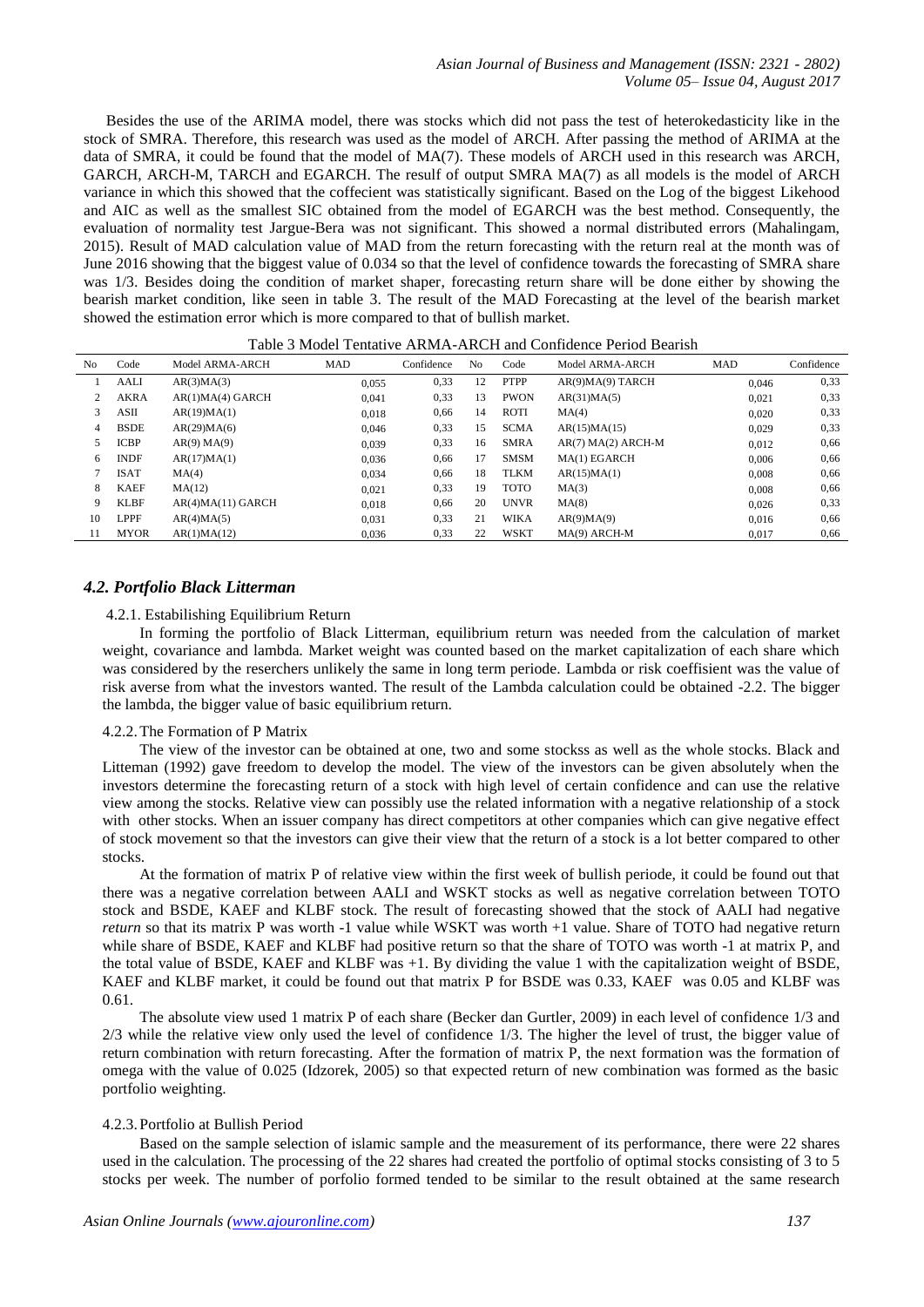Besides the use of the ARIMA model, there was stocks which did not pass the test of heterokedasticity like in the stock of SMRA. Therefore, this research was used as the model of ARCH. After passing the method of ARIMA at the data of SMRA, it could be found that the model of MA(7). These models of ARCH used in this research was ARCH, GARCH, ARCH-M, TARCH and EGARCH. The resulf of output SMRA MA(7) as all models is the model of ARCH variance in which this showed that the coffecient was statistically significant. Based on the Log of the biggest Likehood and AIC as well as the smallest SIC obtained from the model of EGARCH was the best method. Consequently, the evaluation of normality test Jargue-Bera was not significant. This showed a normal distributed errors (Mahalingam, 2015). Result of MAD calculation value of MAD from the return forecasting with the return real at the month was of June 2016 showing that the biggest value of 0.034 so that the level of confidence towards the forecasting of SMRA share was 1/3. Besides doing the condition of market shaper, forecasting return share will be done either by showing the bearish market condition, like seen in table 3. The result of the MAD Forecasting at the level of the bearish market showed the estimation error which is more compared to that of bullish market.

Table 3 Model Tentative ARMA-ARCH and Confidence Period Bearish

| No | Code | Model ARMA-ARCH | MAD | Confidence | No | Code | Model ARMA-ARCH | MAD | Confidence |
|---|---|---|---|---|---|---|---|---|---|
| 1 | AALI | AR(3)MA(3) | 0,055 | 0,33 | 12 | PTPP | AR(9)MA(9) TARCH | 0,046 | 0,33 |
| 2 | AKRA | AR(1)MA(4) GARCH | 0,041 | 0,33 | 13 | PWON | AR(31)MA(5) | 0,021 | 0,33 |
| 3 | ASII | AR(19)MA(1) | 0,018 | 0,66 | 14 | ROTI | MA(4) | 0,020 | 0,33 |
| 4 | BSDE | AR(29)MA(6) | 0,046 | 0,33 | 15 | SCMA | AR(15)MA(15) | 0,029 | 0,33 |
| 5 | ICBP | AR(9) MA(9) | 0,039 | 0,33 | 16 | SMRA | AR(7) MA(2) ARCH-M | 0,012 | 0,66 |
| 6 | INDF | AR(17)MA(1) | 0,036 | 0,66 | 17 | SMSM | MA(1) EGARCH | 0,006 | 0,66 |
| 7 | ISAT | MA(4) | 0,034 | 0,66 | 18 | TLKM | AR(15)MA(1) | 0,008 | 0,66 |
| 8 | KAEF | MA(12) | 0,021 | 0,33 | 19 | TOTO | MA(3) | 0,008 | 0,66 |
| 9 | KLBF | AR(4)MA(11) GARCH | 0,018 | 0,66 | 20 | UNVR | MA(8) | 0,026 | 0,33 |
| 10 | LPPF | AR(4)MA(5) | 0,031 | 0,33 | 21 | WIKA | AR(9)MA(9) | 0,016 | 0,66 |
| 11 | MYOR | AR(1)MA(12) | 0,036 | 0,33 | 22 | WSKT | MA(9) ARCH-M | 0,017 | 0,66 |

### *4.2. Portfolio Black Litterman*

#### 4.2.1. Estabilishing Equilibrium Return

In forming the portfolio of Black Litterman, equilibrium return was needed from the calculation of market weight, covariance and lambda. Market weight was counted based on the market capitalization of each share which was considered by the reserchers unlikely the same in long term periode. Lambda or risk coeffisient was the value of risk averse from what the investors wanted. The result of the Lambda calculation could be obtained -2.2. The bigger the lambda, the bigger value of basic equilibrium return.

#### 4.2.2. The Formation of P Matrix

The view of the investor can be obtained at one, two and some stockss as well as the whole stocks. Black and Litteman (1992) gave freedom to develop the model. The view of the investors can be given absolutely when the investors determine the forecasting return of a stock with high level of certain confidence and can use the relative view among the stocks. Relative view can possibly use the related information with a negative relationship of a stock with other stocks. When an issuer company has direct competitors at other companies which can give negative effect of stock movement so that the investors can give their view that the return of a stock is a lot better compared to other stocks.

At the formation of matrix P of relative view within the first week of bullish periode, it could be found out that there was a negative correlation between AALI and WSKT stocks as well as negative correlation between TOTO stock and BSDE, KAEF and KLBF stock. The result of forecasting showed that the stock of AALI had negative *return* so that its matrix P was worth -1 value while WSKT was worth +1 value. Share of TOTO had negative return while share of BSDE, KAEF and KLBF had positive return so that the share of TOTO was worth -1 at matrix P, and the total value of BSDE, KAEF and KLBF was +1. By dividing the value 1 with the capitalization weight of BSDE, KAEF and KLBF market, it could be found out that matrix P for BSDE was 0.33, KAEF was 0.05 and KLBF was 0.61.

The absolute view used 1 matrix P of each share (Becker dan Gurtler, 2009) in each level of confidence 1/3 and 2/3 while the relative view only used the level of confidence 1/3. The higher the level of trust, the bigger value of return combination with return forecasting. After the formation of matrix P, the next formation was the formation of omega with the value of 0.025 (Idzorek, 2005) so that expected return of new combination was formed as the basic portfolio weighting.

#### 4.2.3. Portfolio at Bullish Period

Based on the sample selection of islamic sample and the measurement of its performance, there were 22 shares used in the calculation. The processing of the 22 shares had created the portfolio of optimal stocks consisting of 3 to 5 stocks per week. The number of porfolio formed tended to be similar to the result obtained at the same research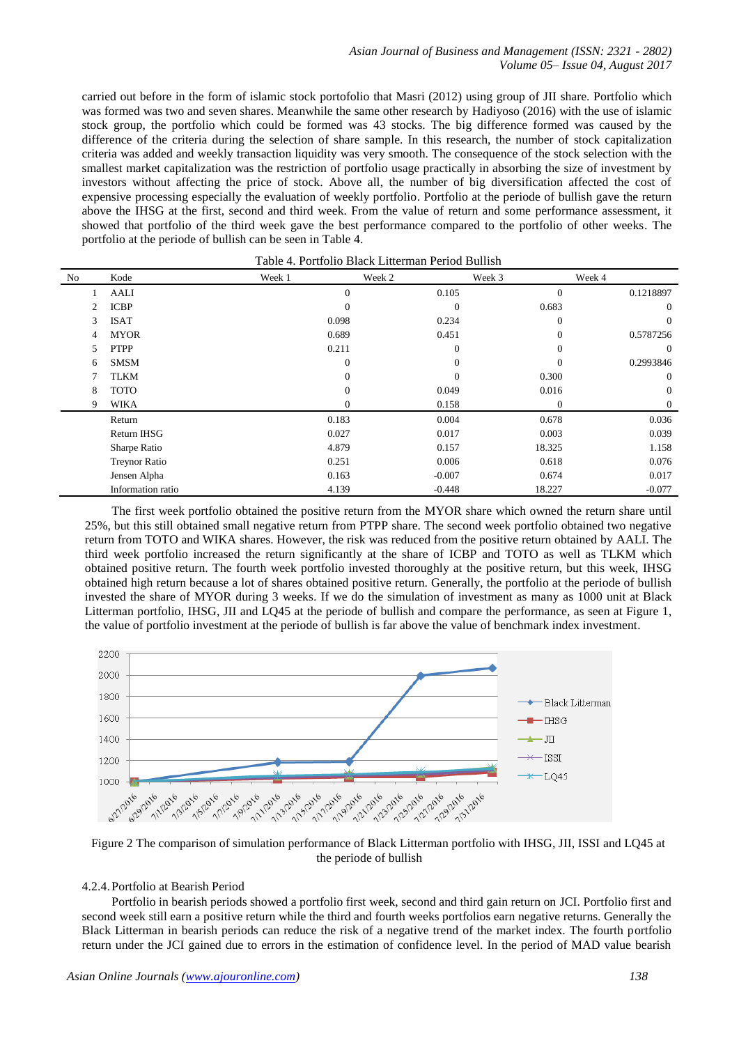carried out before in the form of islamic stock portofolio that Masri (2012) using group of JII share. Portfolio which was formed was two and seven shares. Meanwhile the same other research by Hadiyoso (2016) with the use of islamic stock group, the portfolio which could be formed was 43 stocks. The big difference formed was caused by the difference of the criteria during the selection of share sample. In this research, the number of stock capitalization criteria was added and weekly transaction liquidity was very smooth. The consequence of the stock selection with the smallest market capitalization was the restriction of portfolio usage practically in absorbing the size of investment by investors without affecting the price of stock. Above all, the number of big diversification affected the cost of expensive processing especially the evaluation of weekly portfolio. Portfolio at the periode of bullish gave the return above the IHSG at the first, second and third week. From the value of return and some performance assessment, it showed that portfolio of the third week gave the best performance compared to the portfolio of other weeks. The portfolio at the periode of bullish can be seen in Table 4.

Table 4. Portfolio Black Litterman Period Bullish

| No | Kode | Week 1 | Week 2 | Week 3 | Week 4 |
|---|---|---|---|---|---|
| 1 | AALI | 0 | 0.105 | 0 | 0.1218897 |
| 2 | ICBP | 0 | 0 | 0.683 | 0 |
| 3 | ISAT | 0.098 | 0.234 | 0 | 0 |
| 4 | MYOR | 0.689 | 0.451 | 0 | 0.5787256 |
| 5 | PTPP | 0.211 | 0 | 0 | 0 |
| 6 | SMSM | 0 | 0 | 0 | 0.2993846 |
| 7 | TLKM | 0 | 0 | 0.300 | 0 |
| 8 | TOTO | 0 | 0.049 | 0.016 | 0 |
| 9 | WIKA | 0 | 0.158 | 0 | 0 |
| | Return | 0.183 | 0.004 | 0.678 | 0.036 |
| | Return IHSG | 0.027 | 0.017 | 0.003 | 0.039 |
| | Sharpe Ratio | 4.879 | 0.157 | 18.325 | 1.158 |
| | Treynor Ratio | 0.251 | 0.006 | 0.618 | 0.076 |
| | Jensen Alpha | 0.163 | -0.007 | 0.674 | 0.017 |
| | Information ratio | 4.139 | -0.448 | 18.227 | -0.077 |

The first week portfolio obtained the positive return from the MYOR share which owned the return share until 25%, but this still obtained small negative return from PTPP share. The second week portfolio obtained two negative return from TOTO and WIKA shares. However, the risk was reduced from the positive return obtained by AALI. The third week portfolio increased the return significantly at the share of ICBP and TOTO as well as TLKM which obtained positive return. The fourth week portfolio invested thoroughly at the positive return, but this week, IHSG obtained high return because a lot of shares obtained positive return. Generally, the portfolio at the periode of bullish invested the share of MYOR during 3 weeks. If we do the simulation of investment as many as 1000 unit at Black Litterman portfolio, IHSG, JII and LQ45 at the periode of bullish and compare the performance, as seen at Figure 1, the value of portfolio investment at the periode of bullish is far above the value of benchmark index investment.

Figure 2 The comparison of simulation performance of Black Litterman portfolio with IHSG, JII, ISSI and LQ45 at the periode of bullish

### 4.2.4. Portfolio at Bearish Period

Portfolio in bearish periods showed a portfolio first week, second and third gain return on JCI. Portfolio first and second week still earn a positive return while the third and fourth weeks portfolios earn negative returns. Generally the Black Litterman in bearish periods can reduce the risk of a negative trend of the market index. The fourth portfolio return under the JCI gained due to errors in the estimation of confidence level. In the period of MAD value bearish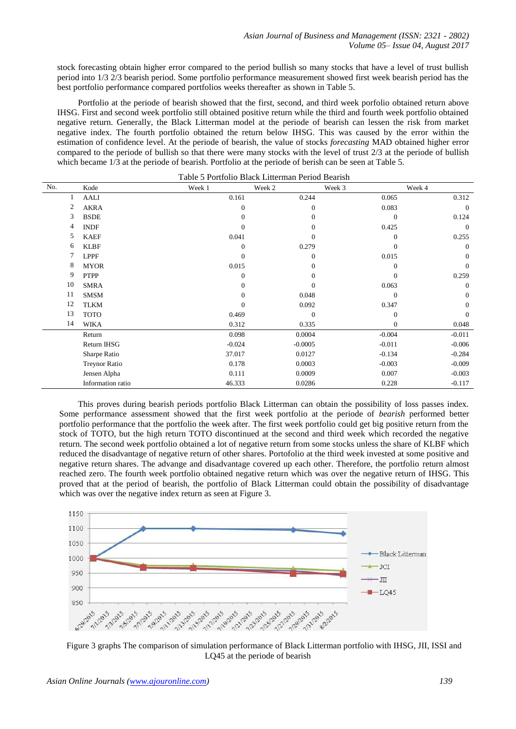stock forecasting obtain higher error compared to the period bullish so many stocks that have a level of trust bullish period into 1/3 2/3 bearish period. Some portfolio performance measurement showed first week bearish period has the best portfolio performance compared portfolios weeks thereafter as shown in Table 5.

Portfolio at the periode of bearish showed that the first, second, and third week porfolio obtained return above IHSG. First and second week portfolio still obtained positive return while the third and fourth week portfolio obtained negative return. Generally, the Black Litterman model at the periode of bearish can lessen the risk from market negative index. The fourth portfolio obtained the return below IHSG. This was caused by the error within the estimation of confidence level. At the periode of bearish, the value of stocks *forecasting* MAD obtained higher error compared to the periode of bullish so that there were many stocks with the level of trust 2/3 at the periode of bullish which became 1/3 at the periode of bearish. Portfolio at the periode of berish can be seen at Table 5.

Table 5 Portfolio Black Litterman Period Bearish

| No. | Kode | Week 1 | Week 2 | Week 3 | Week 4 |
|---|---|---|---|---|---|
| 1 | AALI | 0.161 | 0.244 | 0.065 | 0.312 |
| 2 | AKRA | 0 | 0 | 0.083 | 0 |
| 3 | BSDE | 0 | 0 | 0 | 0.124 |
| 4 | INDF | 0 | 0 | 0.425 | 0 |
| 5 | KAEF | 0.041 | 0 | 0 | 0.255 |
| 6 | KLBF | 0 | 0.279 | 0 | 0 |
| 7 | LPPF | 0 | 0 | 0.015 | 0 |
| 8 | MYOR | 0.015 | 0 | 0 | 0 |
| 9 | PTPP | 0 | 0 | 0 | 0.259 |
| 10 | SMRA | 0 | 0 | 0.063 | 0 |
| 11 | SMSM | 0 | 0.048 | 0 | 0 |
| 12 | TLKM | 0 | 0.092 | 0.347 | 0 |
| 13 | TOTO | 0.469 | 0 | 0 | 0 |
| 14 | WIKA | 0.312 | 0.335 | 0 | 0.048 |
| | Return | 0.098 | 0.0004 | -0.004 | -0.011 |
| | Return IHSG | -0.024 | -0.0005 | -0.011 | -0.006 |
| | Sharpe Ratio | 37.017 | 0.0127 | -0.134 | -0.284 |
| | Treynor Ratio | 0.178 | 0.0003 | -0.003 | -0.009 |
| | Jensen Alpha | 0.111 | 0.0009 | 0.007 | -0.003 |
| | Information ratio | 46.333 | 0.0286 | 0.228 | -0.117 |

This proves during bearish periods portfolio Black Litterman can obtain the possibility of loss passes index. Some performance assessment showed that the first week portfolio at the periode of *bearish* performed better portfolio performance that the portfolio the week after. The first week portfolio could get big positive return from the stock of TOTO, but the high return TOTO discontinued at the second and third week which recorded the negative return. The second week portfolio obtained a lot of negative return from some stocks unless the share of KLBF which reduced the disadvantage of negative return of other shares. Portofolio at the third week invested at some positive and negative return shares. The advange and disadvantage covered up each other. Therefore, the portfolio return almost reached zero. The fourth week portfolio obtained negative return which was over the negative return of IHSG. This proved that at the period of bearish, the portfolio of Black Litterman could obtain the possibility of disadvantage which was over the negative index return as seen at Figure 3.

Figure 3 graphs The comparison of simulation performance of Black Litterman portfolio with IHSG, JII, ISSI and LQ45 at the periode of bearish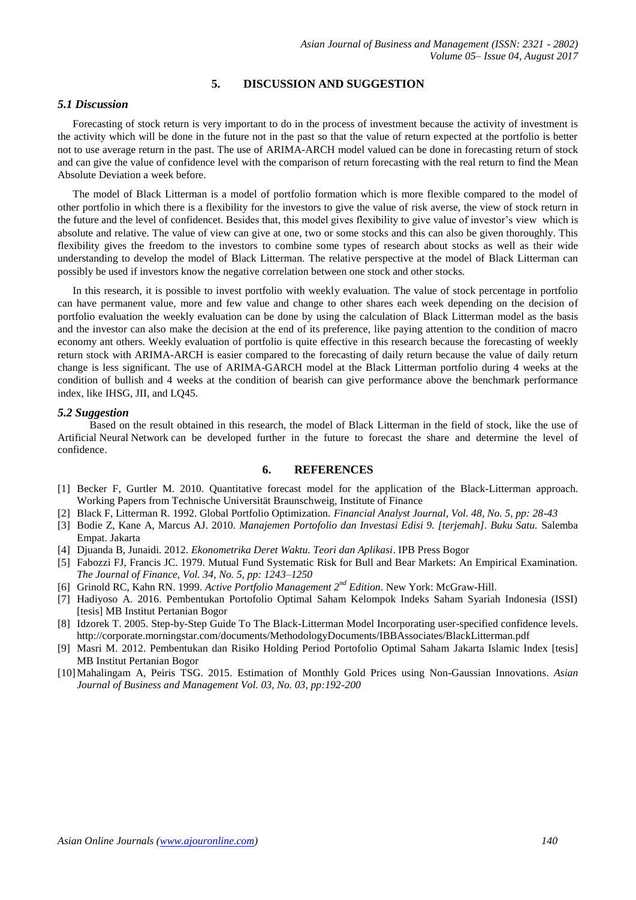## 5. DISCUSSION AND SUGGESTION

### *5.1 Discussion*

Forecasting of stock return is very important to do in the process of investment because the activity of investment is the activity which will be done in the future not in the past so that the value of return expected at the portfolio is better not to use average return in the past. The use of ARIMA-ARCH model valued can be done in forecasting return of stock and can give the value of confidence level with the comparison of return forecasting with the real return to find the Mean Absolute Deviation a week before.

The model of Black Litterman is a model of portfolio formation which is more flexible compared to the model of other portfolio in which there is a flexibility for the investors to give the value of risk averse, the view of stock return in the future and the level of confidencet. Besides that, this model gives flexibility to give value of investor's view which is absolute and relative. The value of view can give at one, two or some stocks and this can also be given thoroughly. This flexibility gives the freedom to the investors to combine some types of research about stocks as well as their wide understanding to develop the model of Black Litterman. The relative perspective at the model of Black Litterman can possibly be used if investors know the negative correlation between one stock and other stocks.

In this research, it is possible to invest portfolio with weekly evaluation. The value of stock percentage in portfolio can have permanent value, more and few value and change to other shares each week depending on the decision of portfolio evaluation the weekly evaluation can be done by using the calculation of Black Litterman model as the basis and the investor can also make the decision at the end of its preference, like paying attention to the condition of macro economy ant others. Weekly evaluation of portfolio is quite effective in this research because the forecasting of weekly return stock with ARIMA-ARCH is easier compared to the forecasting of daily return because the value of daily return change is less significant. The use of ARIMA-GARCH model at the Black Litterman portfolio during 4 weeks at the condition of bullish and 4 weeks at the condition of bearish can give performance above the benchmark performance index, like IHSG, JII, and LQ45.

### *5.2 Suggestion*

Based on the result obtained in this research, the model of Black Litterman in the field of stock, like the use of Artificial Neural Network can be developed further in the future to forecast the share and determine the level of confidence.

## 6. REFERENCES

[1] Becker F, Gurtler M. 2010. Quantitative forecast model for the application of the Black-Litterman approach. Working Papers from Technische Universität Braunschweig, Institute of Finance

[2] Black F, Litterman R. 1992. Global Portfolio Optimization. *Financial Analyst Journal, Vol. 48, No. 5, pp: 28-43*

[3] Bodie Z, Kane A, Marcus AJ. 2010. *Manajemen Portofolio dan Investasi Edisi 9. [terjemah]. Buku Satu.* Salemba Empat. Jakarta

[4] Djuanda B, Junaidi. 2012. *Ekonometrika Deret Waktu. Teori dan Aplikasi*. IPB Press Bogor

[5] Fabozzi FJ, Francis JC. 1979. Mutual Fund Systematic Risk for Bull and Bear Markets: An Empirical Examination. *The Journal of Finance, Vol. 34, No. 5, pp: 1243–1250*

[6] Grinold RC, Kahn RN. 1999. *Active Portfolio Management 2nd Edition*. New York: McGraw-Hill.

[7] Hadiyoso A. 2016. Pembentukan Portofolio Optimal Saham Kelompok Indeks Saham Syariah Indonesia (ISSI) [tesis] MB Institut Pertanian Bogor

[8] Idzorek T. 2005. Step-by-Step Guide To The Black-Litterman Model Incorporating user-specified confidence levels. http://corporate.morningstar.com/documents/MethodologyDocuments/IBBAssociates/BlackLitterman.pdf

[9] Masri M. 2012. Pembentukan dan Risiko Holding Period Portofolio Optimal Saham Jakarta Islamic Index [tesis] MB Institut Pertanian Bogor

[10] Mahalingam A, Peiris TSG. 2015. Estimation of Monthly Gold Prices using Non-Gaussian Innovations. *Asian Journal of Business and Management Vol. 03, No. 03, pp:192-200*